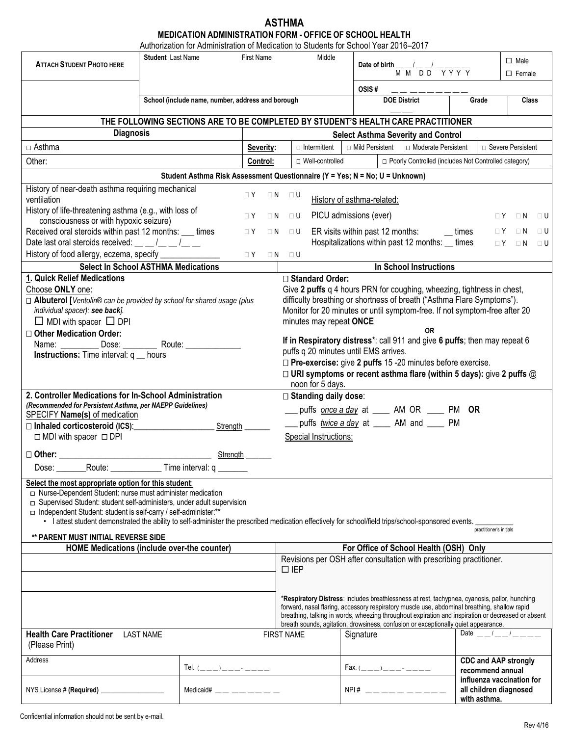# ASTHMA

## MEDICATION ADMINISTRATION FORM - OFFICE OF SCHOOL HEALTH

Authorization for Administration of Medication to Students for School Year 2016–2017

| ATTACH STUDENT PHOTO HERE | Student Last Name | First Name | Middle | Date of birth __ __ / __ __ / __ __ __ __ (M M D D Y Y Y Y) | ☐ Male ☐ Female |
|---|---|---|---|---|---|
| | | | | OSIS # __ __ __ __ __ __ __ __ __ | |
| | School (include name, number, address and borough) | | | DOE District __ __ | Grade / Class |

**THE FOLLOWING SECTIONS ARE TO BE COMPLETED BY STUDENT'S HEALTH CARE PRACTITIONER**

| Diagnosis | Select Asthma Severity and Control | | | | |
|---|---|---|---|---|---|
| □ Asthma | **Severity:** | □ Intermittent | □ Mild Persistent | □ Moderate Persistent | □ Severe Persistent |
| Other: | **Control:** | □ Well-controlled | □ Poorly Controlled (includes Not Controlled category) | | |

**Student Asthma Risk Assessment Questionnaire (Y = Yes; N = No; U = Unknown)**

| | | | | | | | |
|---|---|---|---|---|---|---|---|
| History of near-death asthma requiring mechanical ventilation | □ Y | □ N | □ U | History of asthma-related: | | | |
| History of life-threatening asthma (e.g., with loss of consciousness or with hypoxic seizure) | □ Y | □ N | □ U | PICU admissions (ever) | □ Y | □ N | □ U |
| Received oral steroids within past 12 months: ___ times | □ Y | □ N | □ U | ER visits within past 12 months: __ times | □ Y | □ N | □ U |
| Date last oral steroids received: __ __ /__ __ /__ __ | | | | Hospitalizations within past 12 months: __ times | □ Y | □ N | □ U |
| History of food allergy, eczema, specify _____________ | □ Y | □ N | □ U | | | | |

| Select In School ASTHMA Medications | In School Instructions |
|---|---|
| **1. Quick Relief Medications**<br>Choose **ONLY** one:<br>□ **Albuterol [***Ventolin® can be provided by school for shared usage (plus individual spacer): see back***]**.<br>☐ MDI with spacer ☐ DPI<br>□ **Other Medication Order:**<br>Name: ________ Dose: ________ Route: ____________<br>**Instructions:** Time interval: q __ hours | □ **Standard Order:**<br>Give **2 puffs** q 4 hours PRN for coughing, wheezing, tightness in chest, difficulty breathing or shortness of breath ("Asthma Flare Symptoms"). Monitor for 20 minutes or until symptom-free. If not symptom-free after 20 minutes may repeat **ONCE**<br>**OR**<br>**If in Respiratory distress**\*: call 911 and give **6 puffs**; then may repeat 6 puffs q 20 minutes until EMS arrives.<br>□ **Pre-exercise:** give **2 puffs** 15 -20 minutes before exercise.<br>□ **URI symptoms or recent asthma flare (within 5 days):** give **2 puffs** @ noon for 5 days. |
| **2. Controller Medications for In-School Administration**<br>***(Recommended for Persistent Asthma, per NAEPP Guidelines)***<br>SPECIFY **Name(s)** of medication<br>□ **Inhaled corticosteroid (ICS)**:__________________ Strength ______<br>□ MDI with spacer □ DPI<br>□ **Other:** ________________________________ Strength ______<br>Dose: _______Route: ___________ Time interval: q _______ | □ **Standing daily dose**:<br>___ puffs *once a day* at ____ AM OR ____ PM **OR**<br>___ puffs *twice a day* at ____ AM and ____ PM<br>Special Instructions: |

**Select the most appropriate option for this student**:
- □ Nurse-Dependent Student: nurse must administer medication
- □ Supervised Student: student self-administers, under adult supervision
- □ Independent Student: student is self-carry / self-administer:\*\*
  - I attest student demonstrated the ability to self-administer the prescribed medication effectively for school/field trips/school-sponsored events. __________ practitioner's initials

**\*\* PARENT MUST INITIAL REVERSE SIDE**

| HOME Medications (include over-the counter) | For Office of School Health (OSH) Only |
|---|---|
| | Revisions per OSH after consultation with prescribing practitioner.<br>☐ IEP |
| | |
| | \***Respiratory Distress**: includes breathlessness at rest, tachypnea, cyanosis, pallor, hunching forward, nasal flaring, accessory respiratory muscle use, abdominal breathing, shallow rapid breathing, talking in words, wheezing throughout expiration and inspiration or decreased or absent breath sounds, agitation, drowsiness, confusion or exceptionally quiet appearance. |

| **Health Care Practitioner** (Please Print) LAST NAME | | FIRST NAME | Signature | Date __ __ / __ __ / __ __ __ __ |
|---|---|---|---|---|
| Address | Tel. (___)___-____ | | Fax. (___)___-____ | **CDC and AAP strongly recommend annual influenza vaccination for all children diagnosed with asthma.** |
| NYS License # **(Required)** ____________ | Medicaid# __ __ __ __ __ __ __ __ | | NPI # __ __ __ __ __ __ __ __ __ __ | |

Confidential information should not be sent by e-mail.

Rev 4/16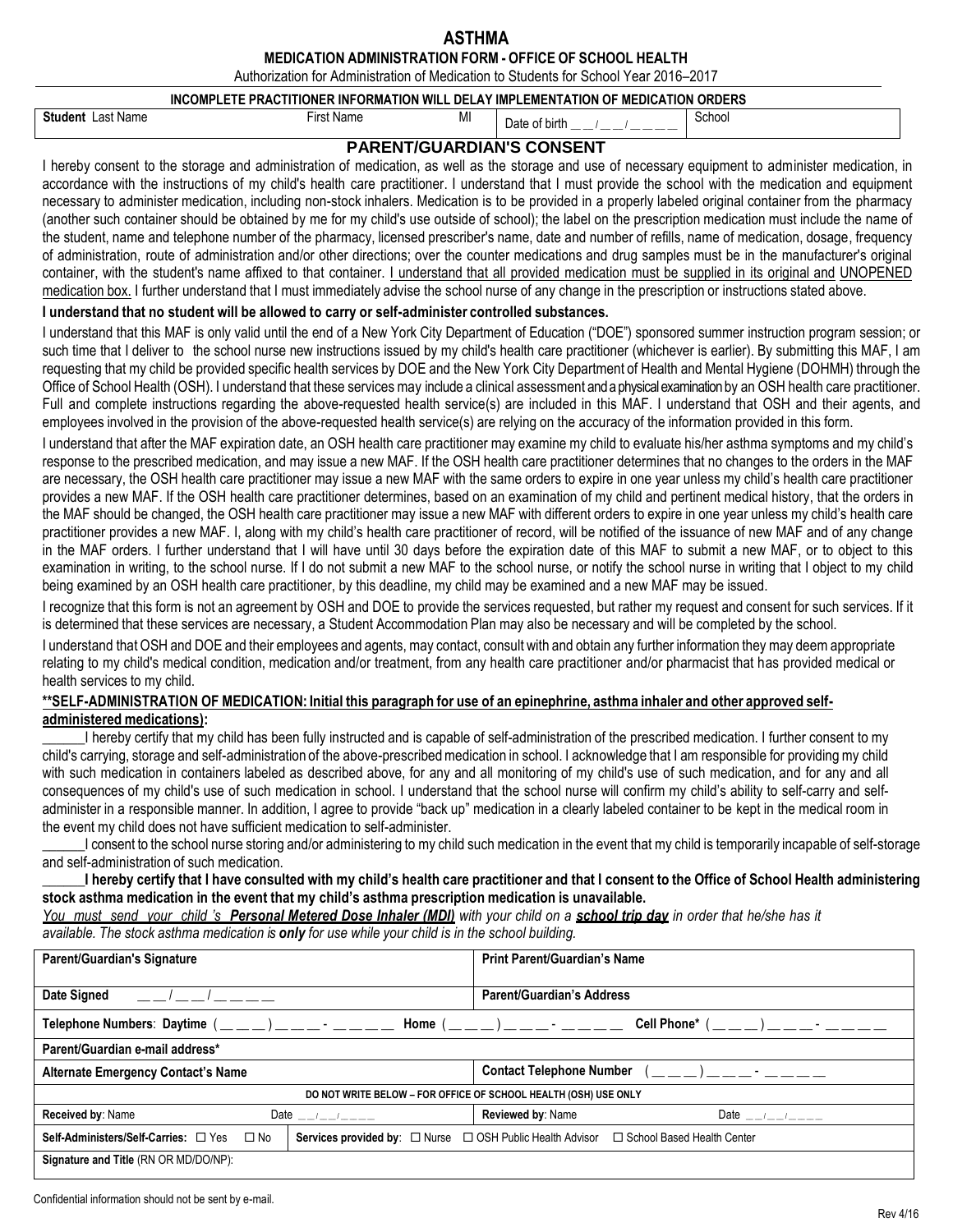# ASTHMA

**MEDICATION ADMINISTRATION FORM - OFFICE OF SCHOOL HEALTH**

Authorization for Administration of Medication to Students for School Year 2016–2017

**INCOMPLETE PRACTITIONER INFORMATION WILL DELAY IMPLEMENTATION OF MEDICATION ORDERS**

| **Student** Last Name | First Name | MI | Date of birth __ __ / __ __ / __ __ __ __ | School |
|---|---|---|---|---|
| | | | | |

## PARENT/GUARDIAN'S CONSENT

I hereby consent to the storage and administration of medication, as well as the storage and use of necessary equipment to administer medication, in accordance with the instructions of my child's health care practitioner. I understand that I must provide the school with the medication and equipment necessary to administer medication, including non-stock inhalers. Medication is to be provided in a properly labeled original container from the pharmacy (another such container should be obtained by me for my child's use outside of school); the label on the prescription medication must include the name of the student, name and telephone number of the pharmacy, licensed prescriber's name, date and number of refills, name of medication, dosage, frequency of administration, route of administration and/or other directions; over the counter medications and drug samples must be in the manufacturer's original container, with the student's name affixed to that container. I understand that all provided medication must be supplied in its original and UNOPENED medication box. I further understand that I must immediately advise the school nurse of any change in the prescription or instructions stated above.

**I understand that no student will be allowed to carry or self-administer controlled substances.**

I understand that this MAF is only valid until the end of a New York City Department of Education ("DOE") sponsored summer instruction program session; or such time that I deliver to the school nurse new instructions issued by my child's health care practitioner (whichever is earlier). By submitting this MAF, I am requesting that my child be provided specific health services by DOE and the New York City Department of Health and Mental Hygiene (DOHMH) through the Office of School Health (OSH). I understand that these services may include a clinical assessment and a physical examination by an OSH health care practitioner. Full and complete instructions regarding the above-requested health service(s) are included in this MAF. I understand that OSH and their agents, and employees involved in the provision of the above-requested health service(s) are relying on the accuracy of the information provided in this form.

I understand that after the MAF expiration date, an OSH health care practitioner may examine my child to evaluate his/her asthma symptoms and my child's response to the prescribed medication, and may issue a new MAF. If the OSH health care practitioner determines that no changes to the orders in the MAF are necessary, the OSH health care practitioner may issue a new MAF with the same orders to expire in one year unless my child's health care practitioner provides a new MAF. If the OSH health care practitioner determines, based on an examination of my child and pertinent medical history, that the orders in the MAF should be changed, the OSH health care practitioner may issue a new MAF with different orders to expire in one year unless my child's health care practitioner provides a new MAF. I, along with my child's health care practitioner of record, will be notified of the issuance of new MAF and of any change in the MAF orders. I further understand that I will have until 30 days before the expiration date of this MAF to submit a new MAF, or to object to this examination in writing, to the school nurse. If I do not submit a new MAF to the school nurse, or notify the school nurse in writing that I object to my child being examined by an OSH health care practitioner, by this deadline, my child may be examined and a new MAF may be issued.

I recognize that this form is not an agreement by OSH and DOE to provide the services requested, but rather my request and consent for such services. If it is determined that these services are necessary, a Student Accommodation Plan may also be necessary and will be completed by the school.

I understand that OSH and DOE and their employees and agents, may contact, consult with and obtain any further information they may deem appropriate relating to my child's medical condition, medication and/or treatment, from any health care practitioner and/or pharmacist that has provided medical or health services to my child.

**\*\*SELF-ADMINISTRATION OF MEDICATION: Initial this paragraph for use of an epinephrine, asthma inhaler and other approved self-administered medications):**

______I hereby certify that my child has been fully instructed and is capable of self-administration of the prescribed medication. I further consent to my child's carrying, storage and self-administration of the above-prescribed medication in school. I acknowledge that I am responsible for providing my child with such medication in containers labeled as described above, for any and all monitoring of my child's use of such medication, and for any and all consequences of my child's use of such medication in school. I understand that the school nurse will confirm my child's ability to self-carry and self-administer in a responsible manner. In addition, I agree to provide "back up" medication in a clearly labeled container to be kept in the medical room in the event my child does not have sufficient medication to self-administer.

______I consent to the school nurse storing and/or administering to my child such medication in the event that my child is temporarily incapable of self-storage and self-administration of such medication.

______**I hereby certify that I have consulted with my child's health care practitioner and that I consent to the Office of School Health administering stock asthma medication in the event that my child's asthma prescription medication is unavailable.**

*You must send your child 's **Personal Metered Dose Inhaler (MDI)** with your child on a **school trip day** in order that he/she has it available. The stock asthma medication is **only** for use while your child is in the school building.*

| | |
|---|---|
| **Parent/Guardian's Signature** | **Print Parent/Guardian's Name** |
| **Date Signed** __ __ / __ __ / __ __ __ __ | **Parent/Guardian's Address** |
| **Telephone Numbers**: **Daytime** ( __ __ __ ) __ __ __ - __ __ __ __ **Home** ( __ __ __ ) __ __ __ - __ __ __ __ **Cell Phone\*** ( __ __ __ ) __ __ __ - __ __ __ __ | |
| **Parent/Guardian e-mail address\*** | |
| **Alternate Emergency Contact's Name** | **Contact Telephone Number** ( __ __ __ ) __ __ __ - __ __ __ __ |

**DO NOT WRITE BELOW – FOR OFFICE OF SCHOOL HEALTH (OSH) USE ONLY**

| | |
|---|---|
| **Received by**: Name Date __ __/__ __/__ __ __ __ | **Reviewed by**: Name Date __ __/__ __/__ __ __ __ |
| **Self-Administers/Self-Carries:** ☐ Yes ☐ No | **Services provided by**: ☐ Nurse ☐ OSH Public Health Advisor ☐ School Based Health Center |
| **Signature and Title** (RN OR MD/DO/NP): | |

Confidential information should not be sent by e-mail.

Rev 4/16